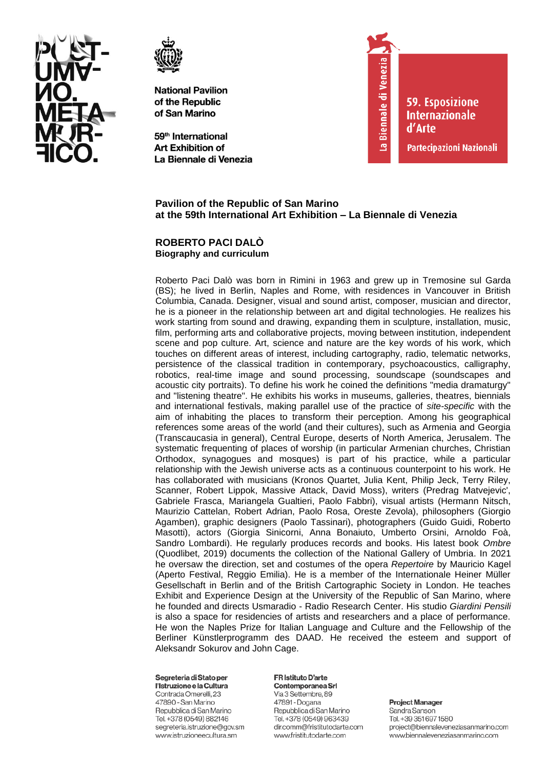POST-UMANO. METAMORFICO.

**National Pavilion of the Republic of San Marino**

**59th International Art Exhibition of La Biennale di Venezia**

La Biennale di Venezia

59. Esposizione Internazionale d'Arte

Partecipazioni Nazionali

## Pavilion of the Republic of San Marino at the 59th International Art Exhibition – La Biennale di Venezia

### ROBERTO PACI DALÒ
**Biography and curriculum**

Roberto Paci Dalò was born in Rimini in 1963 and grew up in Tremosine sul Garda (BS); he lived in Berlin, Naples and Rome, with residences in Vancouver in British Columbia, Canada. Designer, visual and sound artist, composer, musician and director, he is a pioneer in the relationship between art and digital technologies. He realizes his work starting from sound and drawing, expanding them in sculpture, installation, music, film, performing arts and collaborative projects, moving between institution, independent scene and pop culture. Art, science and nature are the key words of his work, which touches on different areas of interest, including cartography, radio, telematic networks, persistence of the classical tradition in contemporary, psychoacoustics, calligraphy, robotics, real-time image and sound processing, soundscape (soundscapes and acoustic city portraits). To define his work he coined the definitions "media dramaturgy" and "listening theatre". He exhibits his works in museums, galleries, theatres, biennials and international festivals, making parallel use of the practice of *site-specific* with the aim of inhabiting the places to transform their perception. Among his geographical references some areas of the world (and their cultures), such as Armenia and Georgia (Transcaucasia in general), Central Europe, deserts of North America, Jerusalem. The systematic frequenting of places of worship (in particular Armenian churches, Christian Orthodox, synagogues and mosques) is part of his practice, while a particular relationship with the Jewish universe acts as a continuous counterpoint to his work. He has collaborated with musicians (Kronos Quartet, Julia Kent, Philip Jeck, Terry Riley, Scanner, Robert Lippok, Massive Attack, David Moss), writers (Predrag Matvejevic', Gabriele Frasca, Mariangela Gualtieri, Paolo Fabbri), visual artists (Hermann Nitsch, Maurizio Cattelan, Robert Adrian, Paolo Rosa, Oreste Zevola), philosophers (Giorgio Agamben), graphic designers (Paolo Tassinari), photographers (Guido Guidi, Roberto Masotti), actors (Giorgia Sinicorni, Anna Bonaiuto, Umberto Orsini, Arnoldo Foà, Sandro Lombardi). He regularly produces records and books. His latest book *Ombre* (Quodlibet, 2019) documents the collection of the National Gallery of Umbria. In 2021 he oversaw the direction, set and costumes of the opera *Repertoire* by Mauricio Kagel (Aperto Festival, Reggio Emilia). He is a member of the Internationale Heiner Müller Gesellschaft in Berlin and of the British Cartographic Society in London. He teaches Exhibit and Experience Design at the University of the Republic of San Marino, where he founded and directs Usmaradio - Radio Research Center. His studio *Giardini Pensili* is also a space for residencies of artists and researchers and a place of performance. He won the Naples Prize for Italian Language and Culture and the Fellowship of the Berliner Künstlerprogramm des DAAD. He received the esteem and support of Aleksandr Sokurov and John Cage.

**Segreteria di Stato per l'Istruzione e la Cultura**
Contrada Omerelli, 23
47890 - San Marino
Repubblica di San Marino
Tel. +378 (0549) 882146
segreteria.istruzione@gov.sm
www.istruzioneecultura.sm

**FR Istituto D'arte Contemporanea Srl**
Via 3 Settembre, 89
47891 - Dogana
Repubblica di San Marino
Tel. +378 (0549) 963439
dir.comm@fristitutodarte.com
www.fristitutodarte.com

**Project Manager**
Sandra Sanson
Tel. +39 351 697 1580
project@biennaleveneziasanmarino.com
www.biennaleveneziasanmarino.com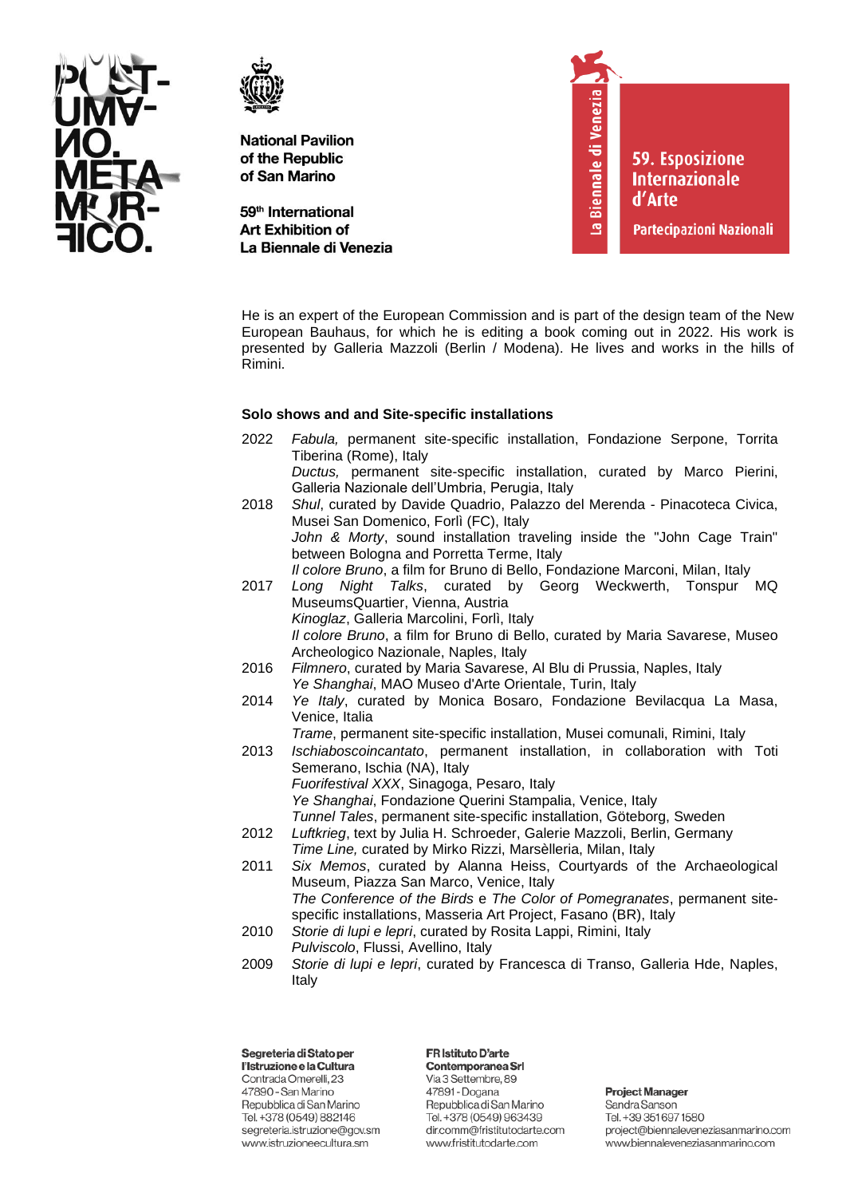He is an expert of the European Commission and is part of the design team of the New European Bauhaus, for which he is editing a book coming out in 2022. His work is presented by Galleria Mazzoli (Berlin / Modena). He lives and works in the hills of Rimini.

**Solo shows and and Site-specific installations**

2022 *Fabula,* permanent site-specific installation, Fondazione Serpone, Torrita Tiberina (Rome), Italy
*Ductus,* permanent site-specific installation, curated by Marco Pierini, Galleria Nazionale dell'Umbria, Perugia, Italy

2018 *Shul*, curated by Davide Quadrio, Palazzo del Merenda - Pinacoteca Civica, Musei San Domenico, Forlì (FC), Italy
*John & Morty*, sound installation traveling inside the "John Cage Train" between Bologna and Porretta Terme, Italy
*Il colore Bruno*, a film for Bruno di Bello, Fondazione Marconi, Milan, Italy

2017 *Long Night Talks*, curated by Georg Weckwerth, Tonspur MQ MuseumsQuartier, Vienna, Austria
*Kinoglaz*, Galleria Marcolini, Forlì, Italy
*Il colore Bruno*, a film for Bruno di Bello, curated by Maria Savarese, Museo Archeologico Nazionale, Naples, Italy

2016 *Filmnero*, curated by Maria Savarese, Al Blu di Prussia, Naples, Italy
*Ye Shanghai*, MAO Museo d'Arte Orientale, Turin, Italy

2014 *Ye Italy*, curated by Monica Bosaro, Fondazione Bevilacqua La Masa, Venice, Italia
*Trame*, permanent site-specific installation, Musei comunali, Rimini, Italy

2013 *Ischiaboscoincantato*, permanent installation, in collaboration with Toti Semerano, Ischia (NA), Italy
*Fuorifestival XXX*, Sinagoga, Pesaro, Italy
*Ye Shanghai*, Fondazione Querini Stampalia, Venice, Italy
*Tunnel Tales*, permanent site-specific installation, Göteborg, Sweden

2012 *Luftkrieg*, text by Julia H. Schroeder, Galerie Mazzoli, Berlin, Germany
*Time Line,* curated by Mirko Rizzi, Marsèlleria, Milan, Italy

2011 *Six Memos*, curated by Alanna Heiss, Courtyards of the Archaeological Museum, Piazza San Marco, Venice, Italy
*The Conference of the Birds* e *The Color of Pomegranates*, permanent site-specific installations, Masseria Art Project, Fasano (BR), Italy

2010 *Storie di lupi e lepri*, curated by Rosita Lappi, Rimini, Italy
*Pulviscolo*, Flussi, Avellino, Italy

2009 *Storie di lupi e lepri*, curated by Francesca di Transo, Galleria Hde, Naples, Italy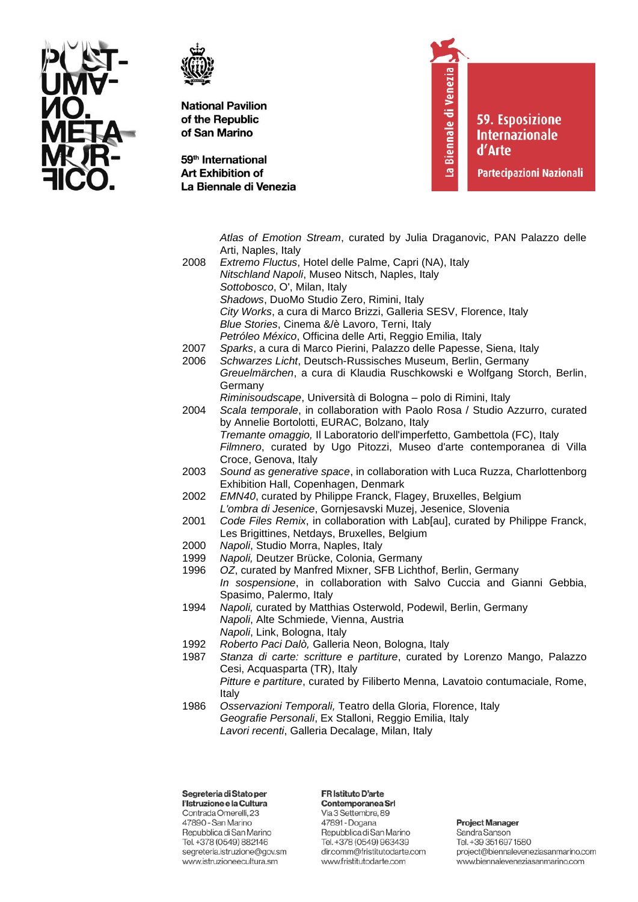*Atlas of Emotion Stream*, curated by Julia Draganovic, PAN Palazzo delle Arti, Naples, Italy

2008 *Extremo Fluctus*, Hotel delle Palme, Capri (NA), Italy
*Nitschland Napoli*, Museo Nitsch, Naples, Italy
*Sottobosco*, O', Milan, Italy
*Shadows*, DuoMo Studio Zero, Rimini, Italy
*City Works*, a cura di Marco Brizzi, Galleria SESV, Florence, Italy
*Blue Stories*, Cinema &/è Lavoro, Terni, Italy
*Petróleo México*, Officina delle Arti, Reggio Emilia, Italy

2007 *Sparks*, a cura di Marco Pierini, Palazzo delle Papesse, Siena, Italy

2006 *Schwarzes Licht*, Deutsch-Russisches Museum, Berlin, Germany
*Greuelmärchen*, a cura di Klaudia Ruschkowski e Wolfgang Storch, Berlin, Germany
*Riminisoudscape*, Università di Bologna – polo di Rimini, Italy

2004 *Scala temporale*, in collaboration with Paolo Rosa / Studio Azzurro, curated by Annelie Bortolotti, EURAC, Bolzano, Italy
*Tremante omaggio,* Il Laboratorio dell'imperfetto, Gambettola (FC), Italy
*Filmnero*, curated by Ugo Pitozzi, Museo d'arte contemporanea di Villa Croce, Genova, Italy

2003 *Sound as generative space*, in collaboration with Luca Ruzza, Charlottenborg Exhibition Hall, Copenhagen, Denmark

2002 *EMN40*, curated by Philippe Franck, Flagey, Bruxelles, Belgium
*L'ombra di Jesenice*, Gornjesavski Muzej, Jesenice, Slovenia

2001 *Code Files Remix*, in collaboration with Lab[au], curated by Philippe Franck, Les Brigittines, Netdays, Bruxelles, Belgium

2000 *Napoli*, Studio Morra, Naples, Italy

1999 *Napoli,* Deutzer Brücke, Colonia, Germany

1996 *OZ*, curated by Manfred Mixner, SFB Lichthof, Berlin, Germany
*In sospensione*, in collaboration with Salvo Cuccia and Gianni Gebbia, Spasimo, Palermo, Italy

1994 *Napoli,* curated by Matthias Osterwold, Podewil, Berlin, Germany
*Napoli*, Alte Schmiede, Vienna, Austria
*Napoli*, Link, Bologna, Italy

1992 *Roberto Paci Dalò,* Galleria Neon, Bologna, Italy

1987 *Stanza di carte: scritture e partiture*, curated by Lorenzo Mango, Palazzo Cesi, Acquasparta (TR), Italy
*Pitture e partiture*, curated by Filiberto Menna, Lavatoio contumaciale, Rome, Italy

1986 *Osservazioni Temporali,* Teatro della Gloria, Florence, Italy
*Geografie Personali*, Ex Stalloni, Reggio Emilia, Italy
*Lavori recenti*, Galleria Decalage, Milan, Italy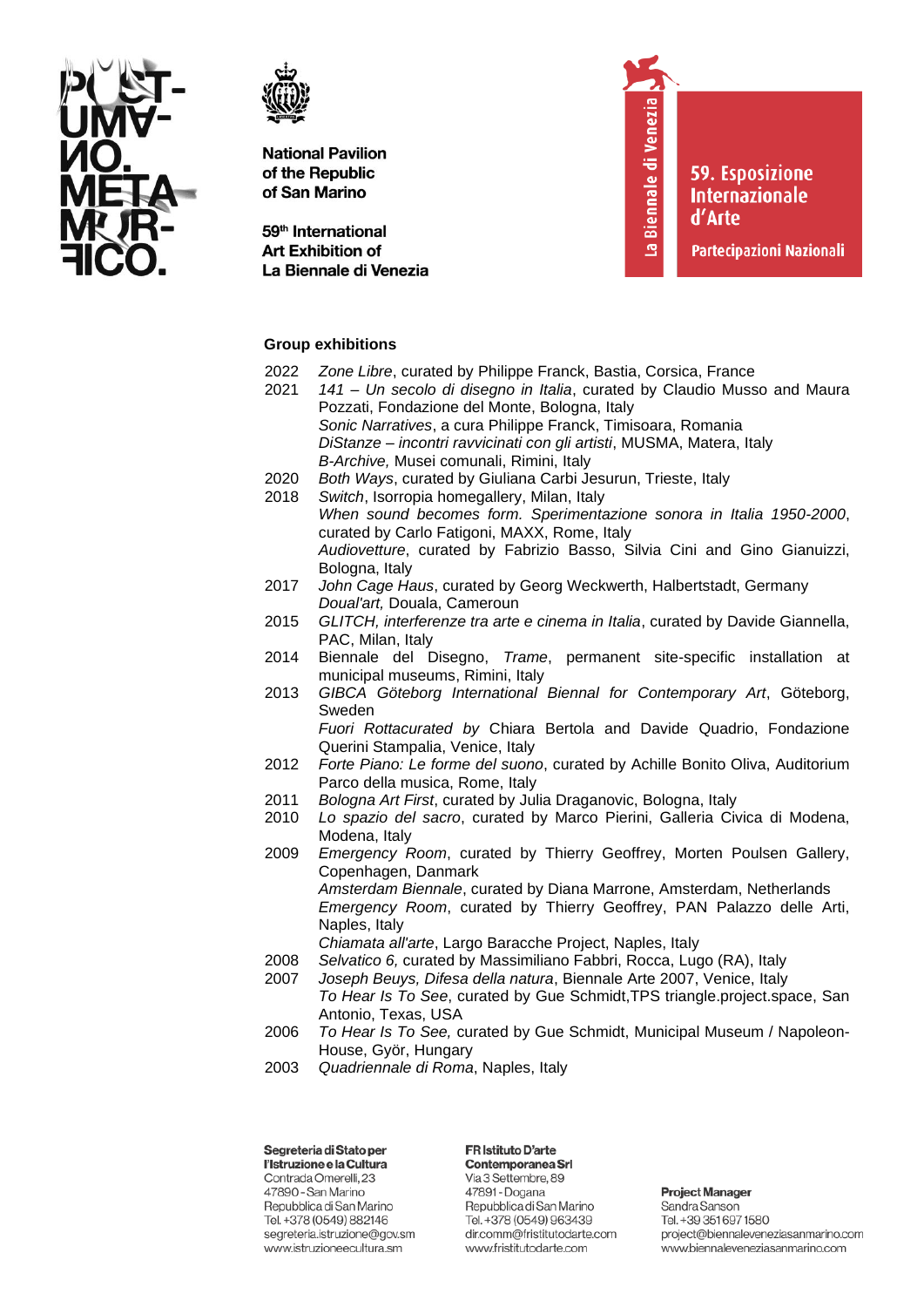## Group exhibitions

2022 *Zone Libre*, curated by Philippe Franck, Bastia, Corsica, France

2021 *141 – Un secolo di disegno in Italia*, curated by Claudio Musso and Maura Pozzati, Fondazione del Monte, Bologna, Italy
*Sonic Narratives*, a cura Philippe Franck, Timisoara, Romania
*DiStanze – incontri ravvicinati con gli artisti*, MUSMA, Matera, Italy
*B-Archive,* Musei comunali, Rimini, Italy

2020 *Both Ways*, curated by Giuliana Carbi Jesurun, Trieste, Italy

2018 *Switch*, Isorropia homegallery, Milan, Italy
*When sound becomes form. Sperimentazione sonora in Italia 1950-2000*, curated by Carlo Fatigoni, MAXX, Rome, Italy
*Audiovetture*, curated by Fabrizio Basso, Silvia Cini and Gino Gianuizzi, Bologna, Italy

2017 *John Cage Haus*, curated by Georg Weckwerth, Halbertstadt, Germany
*Doual'art,* Douala, Cameroun

2015 *GLITCH, interferenze tra arte e cinema in Italia*, curated by Davide Giannella, PAC, Milan, Italy

2014 Biennale del Disegno, *Trame*, permanent site-specific installation at municipal museums, Rimini, Italy

2013 *GIBCA Göteborg International Biennal for Contemporary Art*, Göteborg, Sweden
*Fuori Rottacurated by* Chiara Bertola and Davide Quadrio, Fondazione Querini Stampalia, Venice, Italy

2012 *Forte Piano: Le forme del suono*, curated by Achille Bonito Oliva, Auditorium Parco della musica, Rome, Italy

2011 *Bologna Art First*, curated by Julia Draganovic, Bologna, Italy

2010 *Lo spazio del sacro*, curated by Marco Pierini, Galleria Civica di Modena, Modena, Italy

2009 *Emergency Room*, curated by Thierry Geoffrey, Morten Poulsen Gallery, Copenhagen, Danmark
*Amsterdam Biennale*, curated by Diana Marrone, Amsterdam, Netherlands
*Emergency Room*, curated by Thierry Geoffrey, PAN Palazzo delle Arti, Naples, Italy
*Chiamata all'arte*, Largo Baracche Project, Naples, Italy

2008 *Selvatico 6,* curated by Massimiliano Fabbri, Rocca, Lugo (RA), Italy

2007 *Joseph Beuys, Difesa della natura*, Biennale Arte 2007, Venice, Italy
*To Hear Is To See*, curated by Gue Schmidt,TPS triangle.project.space, San Antonio, Texas, USA

2006 *To Hear Is To See,* curated by Gue Schmidt, Municipal Museum / Napoleon-House, Györ, Hungary

2003 *Quadriennale di Roma*, Naples, Italy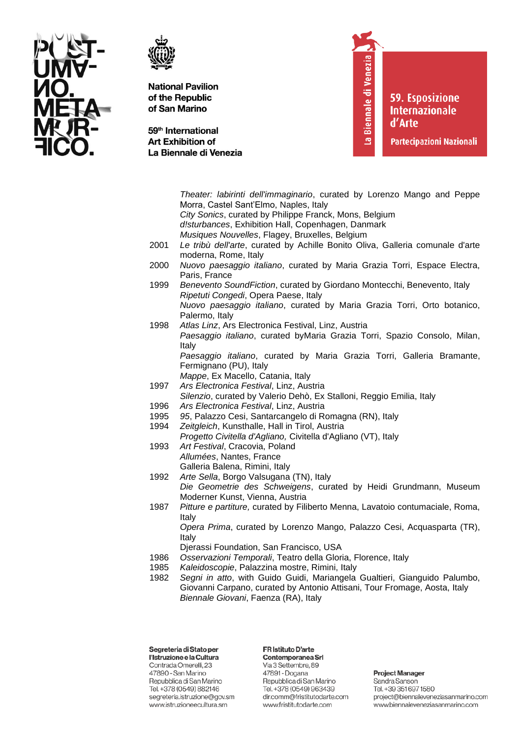*Theater: labirinti dell'immaginario*, curated by Lorenzo Mango and Peppe Morra, Castel Sant'Elmo, Naples, Italy
*City Sonics*, curated by Philippe Franck, Mons, Belgium
*d!sturbances*, Exhibition Hall, Copenhagen, Danmark
*Musiques Nouvelles*, Flagey, Bruxelles, Belgium

2001 *Le tribù dell'arte*, curated by Achille Bonito Oliva, Galleria comunale d'arte moderna, Rome, Italy

2000 *Nuovo paesaggio italiano*, curated by Maria Grazia Torri, Espace Electra, Paris, France

1999 *Benevento SoundFiction*, curated by Giordano Montecchi, Benevento, Italy
*Ripetuti Congedi*, Opera Paese, Italy
*Nuovo paesaggio italiano*, curated by Maria Grazia Torri, Orto botanico, Palermo, Italy

1998 *Atlas Linz*, Ars Electronica Festival, Linz, Austria
*Paesaggio italiano*, curated byMaria Grazia Torri, Spazio Consolo, Milan, Italy
*Paesaggio italiano*, curated by Maria Grazia Torri, Galleria Bramante, Fermignano (PU), Italy
*Mappe*, Ex Macello, Catania, Italy

1997 *Ars Electronica Festival*, Linz, Austria
*Silenzio*, curated by Valerio Dehò, Ex Stalloni, Reggio Emilia, Italy

1996 *Ars Electronica Festival*, Linz, Austria

1995 *95*, Palazzo Cesi, Santarcangelo di Romagna (RN), Italy

1994 *Zeitgleich*, Kunsthalle, Hall in Tirol, Austria
*Progetto Civitella d'Agliano,* Civitella d'Agliano (VT), Italy

1993 *Art Festival*, Cracovia, Poland
*Allumées*, Nantes, France
Galleria Balena, Rimini, Italy

1992 *Arte Sella*, Borgo Valsugana (TN), Italy
*Die Geometrie des Schweigens*, curated by Heidi Grundmann, Museum Moderner Kunst, Vienna, Austria

1987 *Pitture e partiture,* curated by Filiberto Menna, Lavatoio contumaciale, Roma, Italy
*Opera Prima*, curated by Lorenzo Mango, Palazzo Cesi, Acquasparta (TR), Italy
Djerassi Foundation, San Francisco, USA

1986 *Osservazioni Temporali*, Teatro della Gloria, Florence, Italy

1985 *Kaleidoscopie*, Palazzina mostre, Rimini, Italy

1982 *Segni in atto*, with Guido Guidi, Mariangela Gualtieri, Gianguido Palumbo, Giovanni Carpano, curated by Antonio Attisani, Tour Fromage, Aosta, Italy
*Biennale Giovani*, Faenza (RA), Italy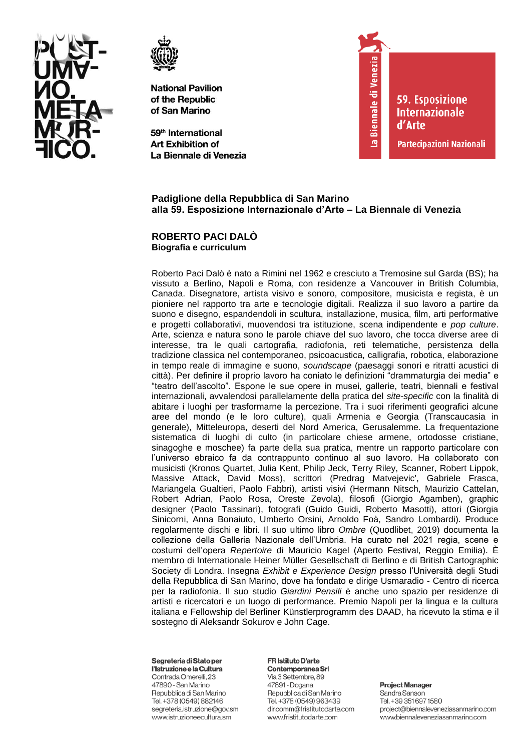National Pavilion
of the Republic
of San Marino

59th International
Art Exhibition of
La Biennale di Venezia

La Biennale di Venezia
59. Esposizione Internazionale d'Arte
Partecipazioni Nazionali

**Padiglione della Repubblica di San Marino**
**alla 59. Esposizione Internazionale d'Arte – La Biennale di Venezia**

## ROBERTO PACI DALÒ
**Biografia e curriculum**

Roberto Paci Dalò è nato a Rimini nel 1962 e cresciuto a Tremosine sul Garda (BS); ha vissuto a Berlino, Napoli e Roma, con residenze a Vancouver in British Columbia, Canada. Disegnatore, artista visivo e sonoro, compositore, musicista e regista, è un pioniere nel rapporto tra arte e tecnologie digitali. Realizza il suo lavoro a partire da suono e disegno, espandendoli in scultura, installazione, musica, film, arti performative e progetti collaborativi, muovendosi tra istituzione, scena indipendente e *pop culture*. Arte, scienza e natura sono le parole chiave del suo lavoro, che tocca diverse aree di interesse, tra le quali cartografia, radiofonia, reti telematiche, persistenza della tradizione classica nel contemporaneo, psicoacustica, calligrafia, robotica, elaborazione in tempo reale di immagine e suono, *soundscape* (paesaggi sonori e ritratti acustici di città). Per definire il proprio lavoro ha coniato le definizioni "drammaturgia dei media" e "teatro dell'ascolto". Espone le sue opere in musei, gallerie, teatri, biennali e festival internazionali, avvalendosi parallelamente della pratica del *site-specific* con la finalità di abitare i luoghi per trasformarne la percezione. Tra i suoi riferimenti geografici alcune aree del mondo (e le loro culture), quali Armenia e Georgia (Transcaucasia in generale), Mitteleuropa, deserti del Nord America, Gerusalemme. La frequentazione sistematica di luoghi di culto (in particolare chiese armene, ortodosse cristiane, sinagoghe e moschee) fa parte della sua pratica, mentre un rapporto particolare con l'universo ebraico fa da contrappunto continuo al suo lavoro. Ha collaborato con musicisti (Kronos Quartet, Julia Kent, Philip Jeck, Terry Riley, Scanner, Robert Lippok, Massive Attack, David Moss), scrittori (Predrag Matvejevic', Gabriele Frasca, Mariangela Gualtieri, Paolo Fabbri), artisti visivi (Hermann Nitsch, Maurizio Cattelan, Robert Adrian, Paolo Rosa, Oreste Zevola), filosofi (Giorgio Agamben), graphic designer (Paolo Tassinari), fotografi (Guido Guidi, Roberto Masotti), attori (Giorgia Sinicorni, Anna Bonaiuto, Umberto Orsini, Arnoldo Foà, Sandro Lombardi). Produce regolarmente dischi e libri. Il suo ultimo libro *Ombre* (Quodlibet, 2019) documenta la collezione della Galleria Nazionale dell'Umbria. Ha curato nel 2021 regia, scene e costumi dell'opera *Repertoire* di Mauricio Kagel (Aperto Festival, Reggio Emilia). È membro di Internationale Heiner Müller Gesellschaft di Berlino e di British Cartographic Society di Londra. Insegna *Exhibit e Experience Design* presso l'Università degli Studi della Repubblica di San Marino, dove ha fondato e dirige Usmaradio - Centro di ricerca per la radiofonia. Il suo studio *Giardini Pensili* è anche uno spazio per residenze di artisti e ricercatori e un luogo di performance. Premio Napoli per la lingua e la cultura italiana e Fellowship del Berliner Künstlerprogramm des DAAD, ha ricevuto la stima e il sostegno di Aleksandr Sokurov e John Cage.

**Segreteria di Stato per l'Istruzione e la Cultura**
Contrada Omerelli, 23
47890 - San Marino
Repubblica di San Marino
Tel. +378 (0549) 882146
segreteria.istruzione@gov.sm
www.istruzioneecultura.sm

**FR Istituto D'arte Contemporanea Srl**
Via 3 Settembre, 89
47891 - Dogana
Repubblica di San Marino
Tel. +378 (0549) 963439
dir.comm@fristitutodarte.com
www.fristitutodarte.com

**Project Manager**
Sandra Sanson
Tel. +39 351 697 1580
project@biennaleveneziasanmarino.com
www.biennaleveneziasanmarino.com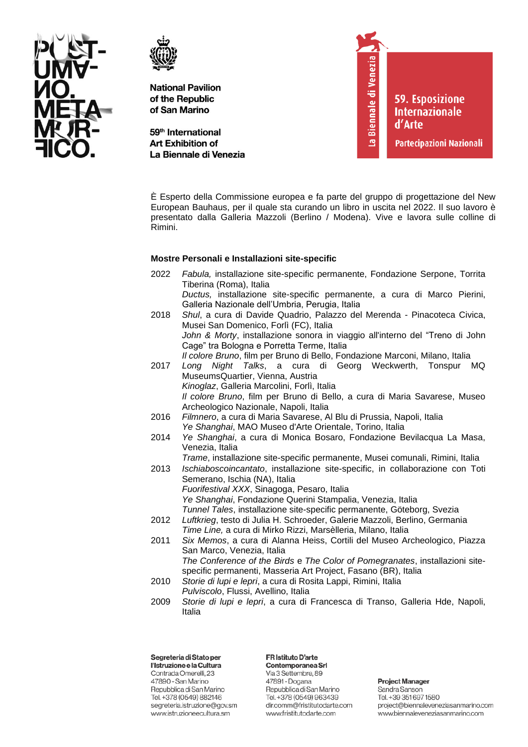È Esperto della Commissione europea e fa parte del gruppo di progettazione del New European Bauhaus, per il quale sta curando un libro in uscita nel 2022. Il suo lavoro è presentato dalla Galleria Mazzoli (Berlino / Modena). Vive e lavora sulle colline di Rimini.

**Mostre Personali e Installazioni site-specific**

2022 *Fabula,* installazione site-specific permanente, Fondazione Serpone, Torrita Tiberina (Roma), Italia
*Ductus,* installazione site-specific permanente, a cura di Marco Pierini, Galleria Nazionale dell'Umbria, Perugia, Italia

2018 *Shul*, a cura di Davide Quadrio, Palazzo del Merenda - Pinacoteca Civica, Musei San Domenico, Forlì (FC), Italia
*John & Morty*, installazione sonora in viaggio all'interno del "Treno di John Cage" tra Bologna e Porretta Terme, Italia
*Il colore Bruno*, film per Bruno di Bello, Fondazione Marconi, Milano, Italia

2017 *Long Night Talks*, a cura di Georg Weckwerth, Tonspur MQ MuseumsQuartier, Vienna, Austria
*Kinoglaz*, Galleria Marcolini, Forlì, Italia
*Il colore Bruno*, film per Bruno di Bello, a cura di Maria Savarese, Museo Archeologico Nazionale, Napoli, Italia

2016 *Filmnero*, a cura di Maria Savarese, Al Blu di Prussia, Napoli, Italia
*Ye Shanghai*, MAO Museo d'Arte Orientale, Torino, Italia

2014 *Ye Shanghai*, a cura di Monica Bosaro, Fondazione Bevilacqua La Masa, Venezia, Italia
*Trame*, installazione site-specific permanente, Musei comunali, Rimini, Italia

2013 *Ischiaboscoincantato*, installazione site-specific, in collaborazione con Toti Semerano, Ischia (NA), Italia
*Fuorifestival XXX*, Sinagoga, Pesaro, Italia
*Ye Shanghai*, Fondazione Querini Stampalia, Venezia, Italia
*Tunnel Tales*, installazione site-specific permanente, Göteborg, Svezia

2012 *Luftkrieg*, testo di Julia H. Schroeder, Galerie Mazzoli, Berlino, Germania
*Time Line,* a cura di Mirko Rizzi, Marsèlleria, Milano, Italia

2011 *Six Memos*, a cura di Alanna Heiss, Cortili del Museo Archeologico, Piazza San Marco, Venezia, Italia
*The Conference of the Birds* e *The Color of Pomegranates*, installazioni site-specific permanenti, Masseria Art Project, Fasano (BR), Italia

2010 *Storie di lupi e lepri*, a cura di Rosita Lappi, Rimini, Italia
*Pulviscolo*, Flussi, Avellino, Italia

2009 *Storie di lupi e lepri*, a cura di Francesca di Transo, Galleria Hde, Napoli, Italia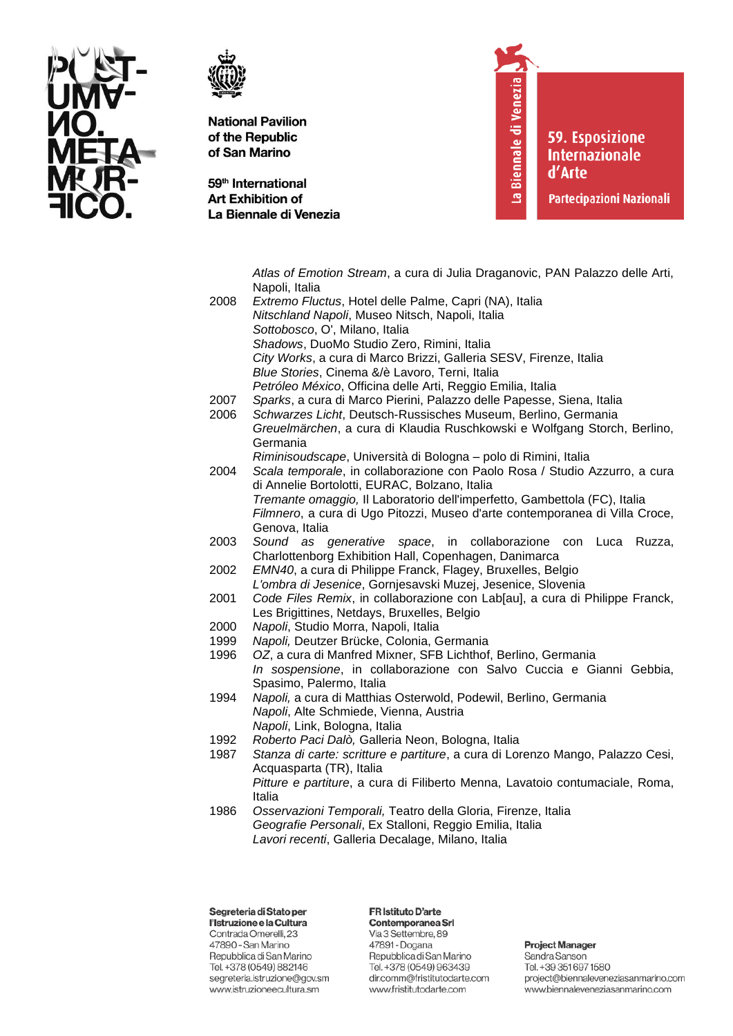| | |
|---|---|
| | *Atlas of Emotion Stream*, a cura di Julia Draganovic, PAN Palazzo delle Arti, Napoli, Italia |
| 2008 | *Extremo Fluctus*, Hotel delle Palme, Capri (NA), Italia |
| | *Nitschland Napoli*, Museo Nitsch, Napoli, Italia |
| | *Sottobosco*, O', Milano, Italia |
| | *Shadows*, DuoMo Studio Zero, Rimini, Italia |
| | *City Works*, a cura di Marco Brizzi, Galleria SESV, Firenze, Italia |
| | *Blue Stories*, Cinema &/è Lavoro, Terni, Italia |
| | *Petróleo México*, Officina delle Arti, Reggio Emilia, Italia |
| 2007 | *Sparks*, a cura di Marco Pierini, Palazzo delle Papesse, Siena, Italia |
| 2006 | *Schwarzes Licht*, Deutsch-Russisches Museum, Berlino, Germania |
| | *Greuelmärchen*, a cura di Klaudia Ruschkowski e Wolfgang Storch, Berlino, Germania |
| | *Riminisoudscape*, Università di Bologna – polo di Rimini, Italia |
| 2004 | *Scala temporale*, in collaborazione con Paolo Rosa / Studio Azzurro, a cura di Annelie Bortolotti, EURAC, Bolzano, Italia |
| | *Tremante omaggio,* Il Laboratorio dell'imperfetto, Gambettola (FC), Italia |
| | *Filmnero*, a cura di Ugo Pitozzi, Museo d'arte contemporanea di Villa Croce, Genova, Italia |
| 2003 | *Sound as generative space*, in collaborazione con Luca Ruzza, Charlottenborg Exhibition Hall, Copenhagen, Danimarca |
| 2002 | *EMN40*, a cura di Philippe Franck, Flagey, Bruxelles, Belgio |
| | *L'ombra di Jesenice*, Gornjesavski Muzej, Jesenice, Slovenia |
| 2001 | *Code Files Remix*, in collaborazione con Lab[au], a cura di Philippe Franck, Les Brigittines, Netdays, Bruxelles, Belgio |
| 2000 | *Napoli*, Studio Morra, Napoli, Italia |
| 1999 | *Napoli,* Deutzer Brücke, Colonia, Germania |
| 1996 | *OZ*, a cura di Manfred Mixner, SFB Lichthof, Berlino, Germania |
| | *In sospensione*, in collaborazione con Salvo Cuccia e Gianni Gebbia, Spasimo, Palermo, Italia |
| 1994 | *Napoli,* a cura di Matthias Osterwold, Podewil, Berlino, Germania |
| | *Napoli*, Alte Schmiede, Vienna, Austria |
| | *Napoli*, Link, Bologna, Italia |
| 1992 | *Roberto Paci Dalò,* Galleria Neon, Bologna, Italia |
| 1987 | *Stanza di carte: scritture e partiture*, a cura di Lorenzo Mango, Palazzo Cesi, Acquasparta (TR), Italia |
| | *Pitture e partiture*, a cura di Filiberto Menna, Lavatoio contumaciale, Roma, Italia |
| 1986 | *Osservazioni Temporali,* Teatro della Gloria, Firenze, Italia |
| | *Geografie Personali*, Ex Stalloni, Reggio Emilia, Italia |
| | *Lavori recenti*, Galleria Decalage, Milano, Italia |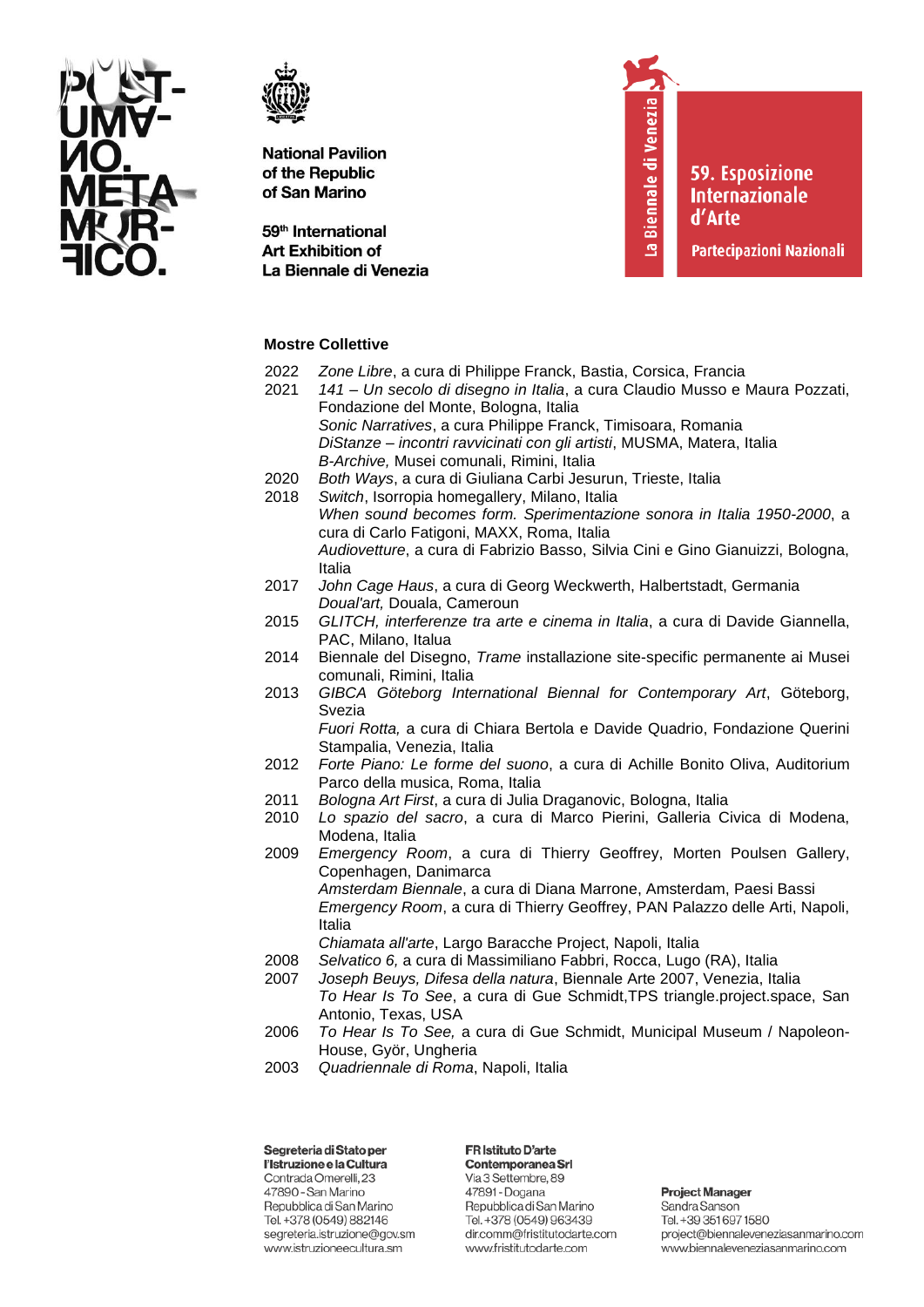### Mostre Collettive

2022 *Zone Libre*, a cura di Philippe Franck, Bastia, Corsica, Francia

2021 *141 – Un secolo di disegno in Italia*, a cura Claudio Musso e Maura Pozzati, Fondazione del Monte, Bologna, Italia
*Sonic Narratives*, a cura Philippe Franck, Timisoara, Romania
*DiStanze – incontri ravvicinati con gli artisti*, MUSMA, Matera, Italia
*B-Archive,* Musei comunali, Rimini, Italia

2020 *Both Ways*, a cura di Giuliana Carbi Jesurun, Trieste, Italia

2018 *Switch*, Isorropia homegallery, Milano, Italia
*When sound becomes form. Sperimentazione sonora in Italia 1950-2000*, a cura di Carlo Fatigoni, MAXX, Roma, Italia
*Audiovetture*, a cura di Fabrizio Basso, Silvia Cini e Gino Gianuizzi, Bologna, Italia

2017 *John Cage Haus*, a cura di Georg Weckwerth, Halbertstadt, Germania
*Doual'art,* Douala, Cameroun

2015 *GLITCH, interferenze tra arte e cinema in Italia*, a cura di Davide Giannella, PAC, Milano, Italua

2014 Biennale del Disegno, *Trame* installazione site-specific permanente ai Musei comunali, Rimini, Italia

2013 *GIBCA Göteborg International Biennal for Contemporary Art*, Göteborg, Svezia
*Fuori Rotta,* a cura di Chiara Bertola e Davide Quadrio, Fondazione Querini Stampalia, Venezia, Italia

2012 *Forte Piano: Le forme del suono*, a cura di Achille Bonito Oliva, Auditorium Parco della musica, Roma, Italia

2011 *Bologna Art First*, a cura di Julia Draganovic, Bologna, Italia

2010 *Lo spazio del sacro*, a cura di Marco Pierini, Galleria Civica di Modena, Modena, Italia

2009 *Emergency Room*, a cura di Thierry Geoffrey, Morten Poulsen Gallery, Copenhagen, Danimarca
*Amsterdam Biennale*, a cura di Diana Marrone, Amsterdam, Paesi Bassi
*Emergency Room*, a cura di Thierry Geoffrey, PAN Palazzo delle Arti, Napoli, Italia
*Chiamata all'arte*, Largo Baracche Project, Napoli, Italia

2008 *Selvatico 6,* a cura di Massimiliano Fabbri, Rocca, Lugo (RA), Italia

2007 *Joseph Beuys, Difesa della natura*, Biennale Arte 2007, Venezia, Italia
*To Hear Is To See*, a cura di Gue Schmidt,TPS triangle.project.space, San Antonio, Texas, USA

2006 *To Hear Is To See,* a cura di Gue Schmidt, Municipal Museum / Napoleon-House, Györ, Ungheria

2003 *Quadriennale di Roma*, Napoli, Italia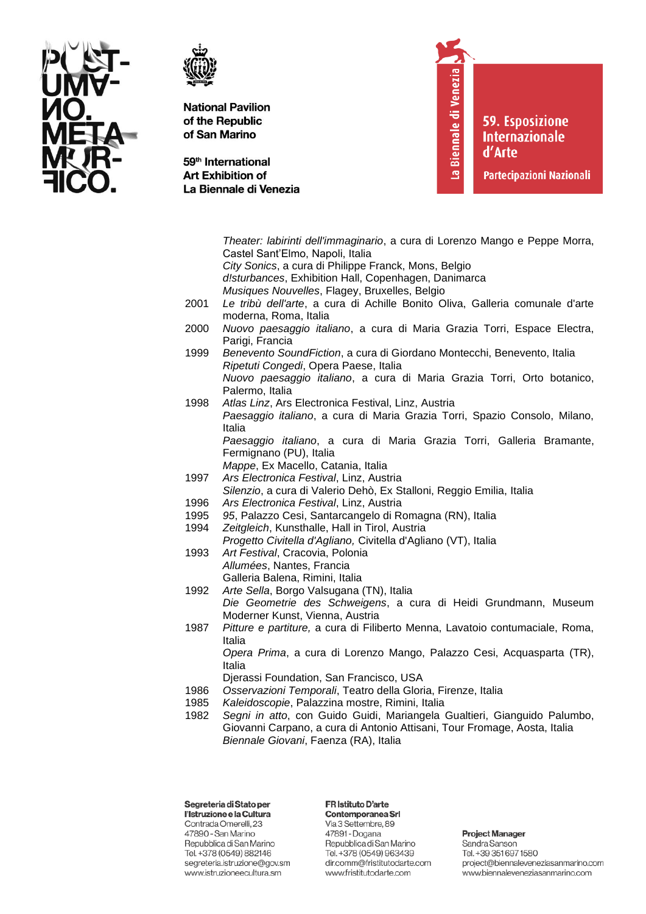*Theater: labirinti dell'immaginario*, a cura di Lorenzo Mango e Peppe Morra, Castel Sant'Elmo, Napoli, Italia
*City Sonics*, a cura di Philippe Franck, Mons, Belgio
*d!sturbances*, Exhibition Hall, Copenhagen, Danimarca
*Musiques Nouvelles*, Flagey, Bruxelles, Belgio

2001 *Le tribù dell'arte*, a cura di Achille Bonito Oliva, Galleria comunale d'arte moderna, Roma, Italia

2000 *Nuovo paesaggio italiano*, a cura di Maria Grazia Torri, Espace Electra, Parigi, Francia

1999 *Benevento SoundFiction*, a cura di Giordano Montecchi, Benevento, Italia
*Ripetuti Congedi*, Opera Paese, Italia
*Nuovo paesaggio italiano*, a cura di Maria Grazia Torri, Orto botanico, Palermo, Italia

1998 *Atlas Linz*, Ars Electronica Festival, Linz, Austria
*Paesaggio italiano*, a cura di Maria Grazia Torri, Spazio Consolo, Milano, Italia
*Paesaggio italiano*, a cura di Maria Grazia Torri, Galleria Bramante, Fermignano (PU), Italia
*Mappe*, Ex Macello, Catania, Italia

1997 *Ars Electronica Festival*, Linz, Austria
*Silenzio*, a cura di Valerio Dehò, Ex Stalloni, Reggio Emilia, Italia

1996 *Ars Electronica Festival*, Linz, Austria

1995 *95*, Palazzo Cesi, Santarcangelo di Romagna (RN), Italia

1994 *Zeitgleich*, Kunsthalle, Hall in Tirol, Austria
*Progetto Civitella d'Agliano,* Civitella d'Agliano (VT), Italia

1993 *Art Festival*, Cracovia, Polonia
*Allumées*, Nantes, Francia
Galleria Balena, Rimini, Italia

1992 *Arte Sella*, Borgo Valsugana (TN), Italia
*Die Geometrie des Schweigens*, a cura di Heidi Grundmann, Museum Moderner Kunst, Vienna, Austria

1987 *Pitture e partiture,* a cura di Filiberto Menna, Lavatoio contumaciale, Roma, Italia
*Opera Prima*, a cura di Lorenzo Mango, Palazzo Cesi, Acquasparta (TR), Italia
Djerassi Foundation, San Francisco, USA

1986 *Osservazioni Temporali*, Teatro della Gloria, Firenze, Italia

1985 *Kaleidoscopie*, Palazzina mostre, Rimini, Italia

1982 *Segni in atto*, con Guido Guidi, Mariangela Gualtieri, Gianguido Palumbo, Giovanni Carpano, a cura di Antonio Attisani, Tour Fromage, Aosta, Italia
*Biennale Giovani*, Faenza (RA), Italia